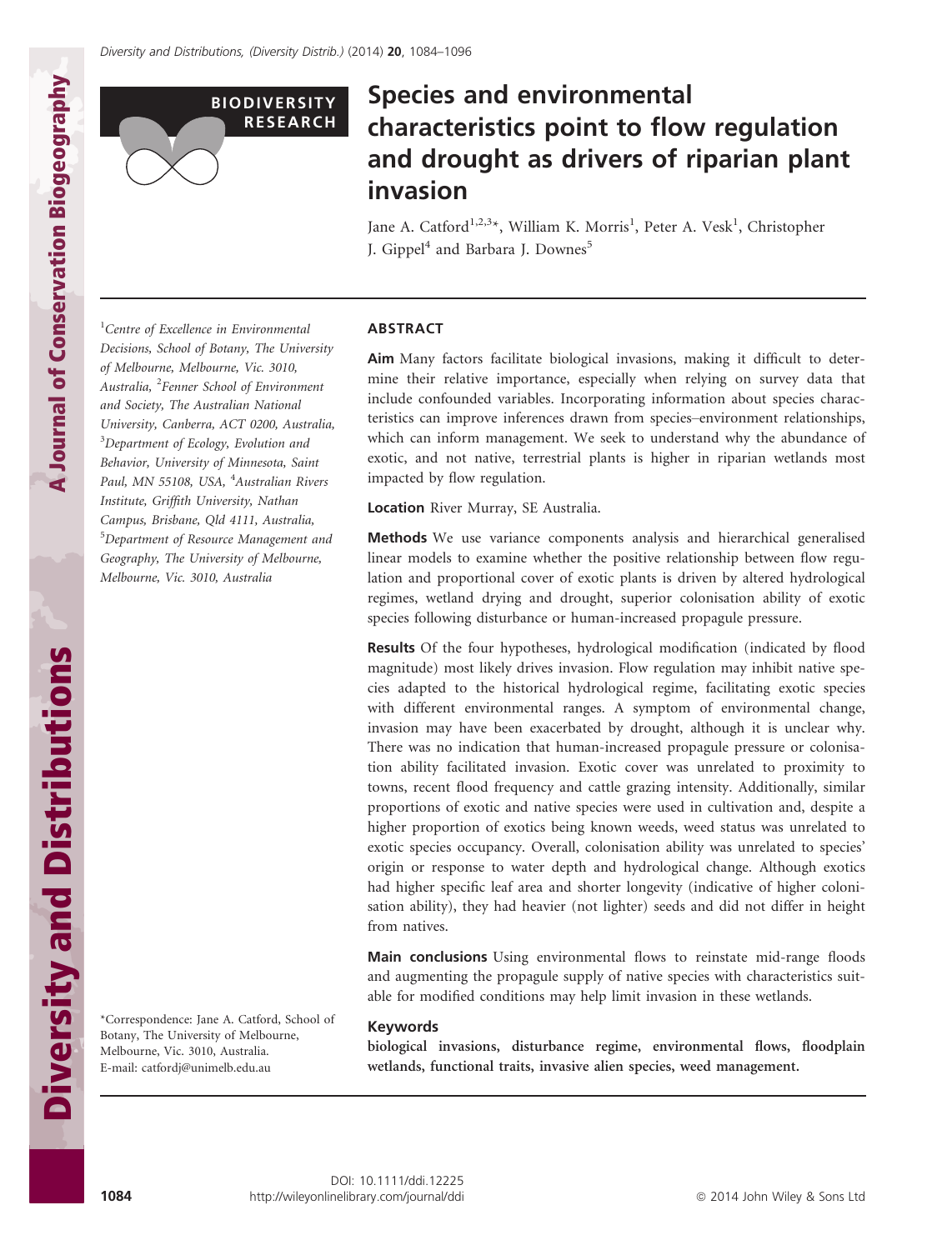BIODIVERSITY RESEARCH

# Species and environmental characteristics point to flow regulation and drought as drivers of riparian plant invasion

Jane A. Catford[1,2,3]*, William K. Morris[1], Peter A. Vesk[1], Christopher J. Gippel[4] and Barbara J. Downes[5]

[1]Centre of Excellence in Environmental Decisions, School of Botany, The University of Melbourne, Melbourne, Vic. 3010, Australia, [2]Fenner School of Environment and Society, The Australian National University, Canberra, ACT 0200, Australia, [3]Department of Ecology, Evolution and Behavior, University of Minnesota, Saint Paul, MN 55108, USA, [4]Australian Rivers Institute, Griffith University, Nathan Campus, Brisbane, Qld 4111, Australia, [5]Department of Resource Management and Geography, The University of Melbourne, Melbourne, Vic. 3010, Australia

*Correspondence: Jane A. Catford, School of Botany, The University of Melbourne, Melbourne, Vic. 3010, Australia.
E-mail: catfordj@unimelb.edu.au

## ABSTRACT

**Aim** Many factors facilitate biological invasions, making it difficult to determine their relative importance, especially when relying on survey data that include confounded variables. Incorporating information about species characteristics can improve inferences drawn from species–environment relationships, which can inform management. We seek to understand why the abundance of exotic, and not native, terrestrial plants is higher in riparian wetlands most impacted by flow regulation.

**Location** River Murray, SE Australia.

**Methods** We use variance components analysis and hierarchical generalised linear models to examine whether the positive relationship between flow regulation and proportional cover of exotic plants is driven by altered hydrological regimes, wetland drying and drought, superior colonisation ability of exotic species following disturbance or human-increased propagule pressure.

**Results** Of the four hypotheses, hydrological modification (indicated by flood magnitude) most likely drives invasion. Flow regulation may inhibit native species adapted to the historical hydrological regime, facilitating exotic species with different environmental ranges. A symptom of environmental change, invasion may have been exacerbated by drought, although it is unclear why. There was no indication that human-increased propagule pressure or colonisation ability facilitated invasion. Exotic cover was unrelated to proximity to towns, recent flood frequency and cattle grazing intensity. Additionally, similar proportions of exotic and native species were used in cultivation and, despite a higher proportion of exotics being known weeds, weed status was unrelated to exotic species occupancy. Overall, colonisation ability was unrelated to species' origin or response to water depth and hydrological change. Although exotics had higher specific leaf area and shorter longevity (indicative of higher colonisation ability), they had heavier (not lighter) seeds and did not differ in height from natives.

**Main conclusions** Using environmental flows to reinstate mid-range floods and augmenting the propagule supply of native species with characteristics suitable for modified conditions may help limit invasion in these wetlands.

### Keywords

biological invasions, disturbance regime, environmental flows, floodplain wetlands, functional traits, invasive alien species, weed management.

DOI: 10.1111/ddi.12225
http://wileyonlinelibrary.com/journal/ddi

© 2014 John Wiley & Sons Ltd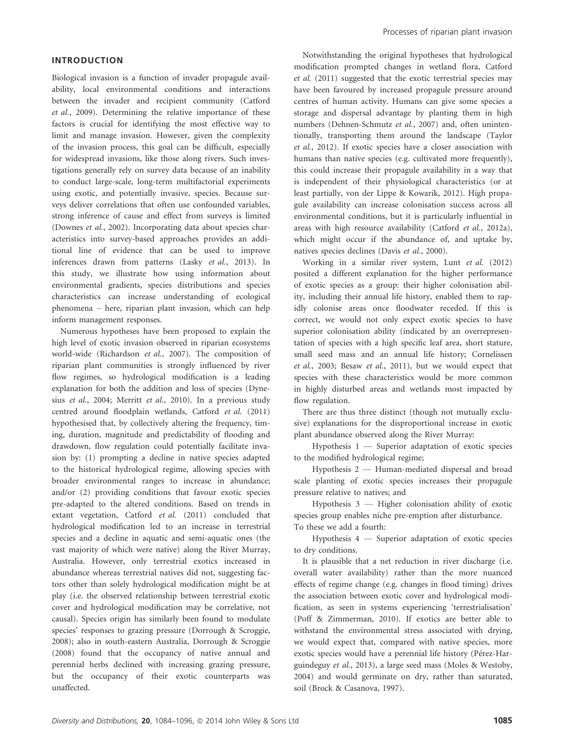## INTRODUCTION

Biological invasion is a function of invader propagule availability, local environmental conditions and interactions between the invader and recipient community (Catford *et al.*, 2009). Determining the relative importance of these factors is crucial for identifying the most effective way to limit and manage invasion. However, given the complexity of the invasion process, this goal can be difficult, especially for widespread invasions, like those along rivers. Such investigations generally rely on survey data because of an inability to conduct large-scale, long-term multifactorial experiments using exotic, and potentially invasive, species. Because surveys deliver correlations that often use confounded variables, strong inference of cause and effect from surveys is limited (Downes *et al.*, 2002). Incorporating data about species characteristics into survey-based approaches provides an additional line of evidence that can be used to improve inferences drawn from patterns (Lasky *et al.*, 2013). In this study, we illustrate how using information about environmental gradients, species distributions and species characteristics can increase understanding of ecological phenomena – here, riparian plant invasion, which can help inform management responses.

Numerous hypotheses have been proposed to explain the high level of exotic invasion observed in riparian ecosystems world-wide (Richardson *et al.*, 2007). The composition of riparian plant communities is strongly influenced by river flow regimes, so hydrological modification is a leading explanation for both the addition and loss of species (Dynesius *et al.*, 2004; Merritt *et al.*, 2010). In a previous study centred around floodplain wetlands, Catford *et al.* (2011) hypothesised that, by collectively altering the frequency, timing, duration, magnitude and predictability of flooding and drawdown, flow regulation could potentially facilitate invasion by: (1) prompting a decline in native species adapted to the historical hydrological regime, allowing species with broader environmental ranges to increase in abundance; and/or (2) providing conditions that favour exotic species pre-adapted to the altered conditions. Based on trends in extant vegetation, Catford *et al.* (2011) concluded that hydrological modification led to an increase in terrestrial species and a decline in aquatic and semi-aquatic ones (the vast majority of which were native) along the River Murray, Australia. However, only terrestrial exotics increased in abundance whereas terrestrial natives did not, suggesting factors other than solely hydrological modification might be at play (i.e. the observed relationship between terrestrial exotic cover and hydrological modification may be correlative, not causal). Species origin has similarly been found to modulate species' responses to grazing pressure (Dorrough & Scroggie, 2008); also in south-eastern Australia, Dorrough & Scroggie (2008) found that the occupancy of native annual and perennial herbs declined with increasing grazing pressure, but the occupancy of their exotic counterparts was unaffected.

Notwithstanding the original hypotheses that hydrological modification prompted changes in wetland flora, Catford *et al.* (2011) suggested that the exotic terrestrial species may have been favoured by increased propagule pressure around centres of human activity. Humans can give some species a storage and dispersal advantage by planting them in high numbers (Dehnen-Schmutz *et al.*, 2007) and, often unintentionally, transporting them around the landscape (Taylor *et al.*, 2012). If exotic species have a closer association with humans than native species (e.g. cultivated more frequently), this could increase their propagule availability in a way that is independent of their physiological characteristics (or at least partially, von der Lippe & Kowarik, 2012). High propagule availability can increase colonisation success across all environmental conditions, but it is particularly influential in areas with high resource availability (Catford *et al.*, 2012a), which might occur if the abundance of, and uptake by, natives species declines (Davis *et al.*, 2000).

Working in a similar river system, Lunt *et al.* (2012) posited a different explanation for the higher performance of exotic species as a group: their higher colonisation ability, including their annual life history, enabled them to rapidly colonise areas once floodwater receded. If this is correct, we would not only expect exotic species to have superior colonisation ability (indicated by an overrepresentation of species with a high specific leaf area, short stature, small seed mass and an annual life history; Cornelissen *et al.*, 2003; Besaw *et al.*, 2011), but we would expect that species with these characteristics would be more common in highly disturbed areas and wetlands most impacted by flow regulation.

There are thus three distinct (though not mutually exclusive) explanations for the disproportional increase in exotic plant abundance observed along the River Murray:

Hypothesis 1 — Superior adaptation of exotic species to the modified hydrological regime;

Hypothesis 2 — Human-mediated dispersal and broad scale planting of exotic species increases their propagule pressure relative to natives; and

Hypothesis 3 — Higher colonisation ability of exotic species group enables niche pre-emption after disturbance.

To these we add a fourth:

Hypothesis 4 — Superior adaptation of exotic species to dry conditions.

It is plausible that a net reduction in river discharge (i.e. overall water availability) rather than the more nuanced effects of regime change (e.g. changes in flood timing) drives the association between exotic cover and hydrological modification, as seen in systems experiencing 'terrestrialisation' (Poff & Zimmerman, 2010). If exotics are better able to withstand the environmental stress associated with drying, we would expect that, compared with native species, more exotic species would have a perennial life history (Pérez-Harguindeguy *et al.*, 2013), a large seed mass (Moles & Westoby, 2004) and would germinate on dry, rather than saturated, soil (Brock & Casanova, 1997).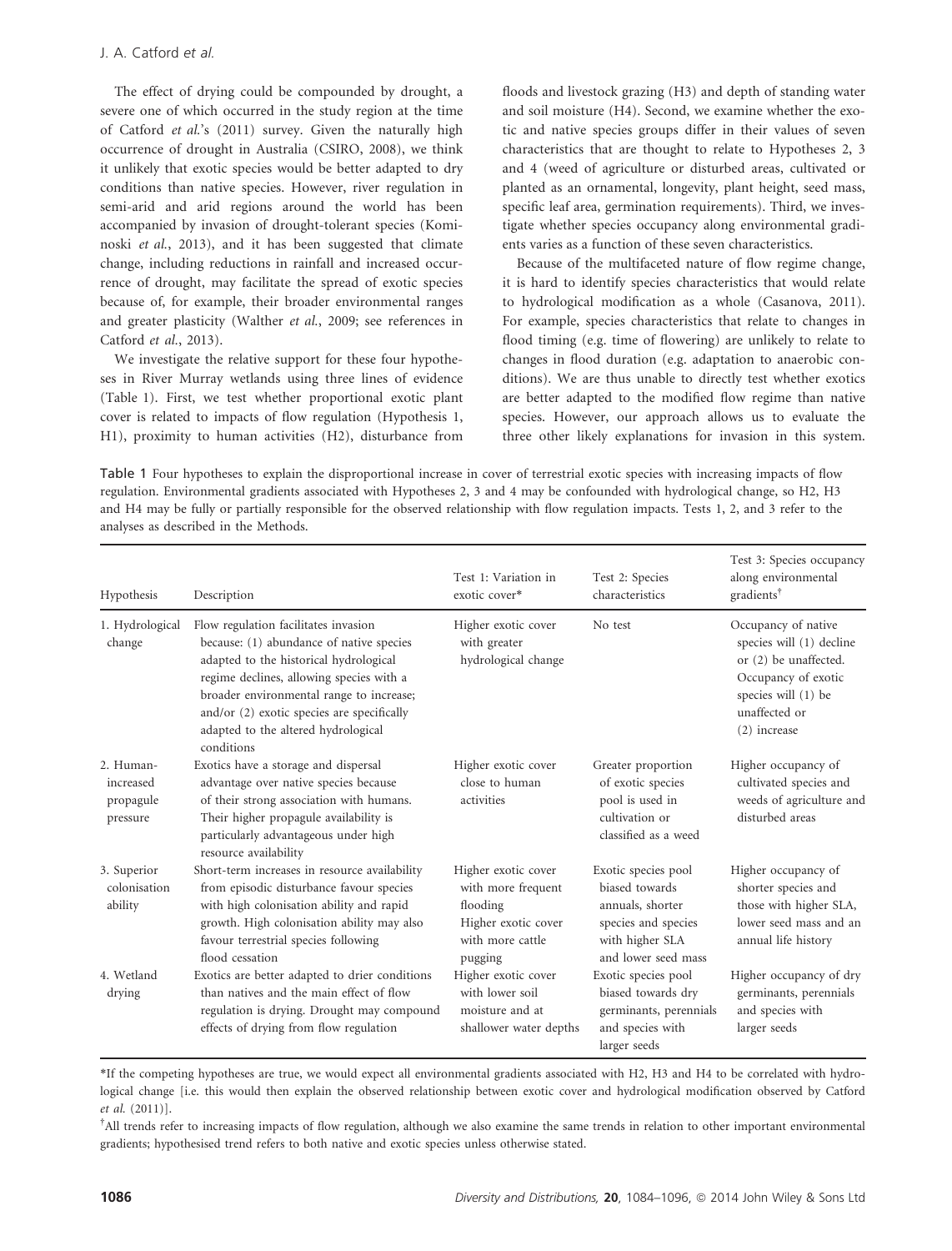The effect of drying could be compounded by drought, a severe one of which occurred in the study region at the time of Catford *et al.*'s (2011) survey. Given the naturally high occurrence of drought in Australia (CSIRO, 2008), we think it unlikely that exotic species would be better adapted to dry conditions than native species. However, river regulation in semi-arid and arid regions around the world has been accompanied by invasion of drought-tolerant species (Kominoski *et al.*, 2013), and it has been suggested that climate change, including reductions in rainfall and increased occurrence of drought, may facilitate the spread of exotic species because of, for example, their broader environmental ranges and greater plasticity (Walther *et al.*, 2009; see references in Catford *et al.*, 2013).

We investigate the relative support for these four hypotheses in River Murray wetlands using three lines of evidence (Table 1). First, we test whether proportional exotic plant cover is related to impacts of flow regulation (Hypothesis 1, H1), proximity to human activities (H2), disturbance from floods and livestock grazing (H3) and depth of standing water and soil moisture (H4). Second, we examine whether the exotic and native species groups differ in their values of seven characteristics that are thought to relate to Hypotheses 2, 3 and 4 (weed of agriculture or disturbed areas, cultivated or planted as an ornamental, longevity, plant height, seed mass, specific leaf area, germination requirements). Third, we investigate whether species occupancy along environmental gradients varies as a function of these seven characteristics.

Because of the multifaceted nature of flow regime change, it is hard to identify species characteristics that would relate to hydrological modification as a whole (Casanova, 2011). For example, species characteristics that relate to changes in flood timing (e.g. time of flowering) are unlikely to relate to changes in flood duration (e.g. adaptation to anaerobic conditions). We are thus unable to directly test whether exotics are better adapted to the modified flow regime than native species. However, our approach allows us to evaluate the three other likely explanations for invasion in this system.

Table 1 Four hypotheses to explain the disproportional increase in cover of terrestrial exotic species with increasing impacts of flow regulation. Environmental gradients associated with Hypotheses 2, 3 and 4 may be confounded with hydrological change, so H2, H3 and H4 may be fully or partially responsible for the observed relationship with flow regulation impacts. Tests 1, 2, and 3 refer to the analyses as described in the Methods.

| Hypothesis | Description | Test 1: Variation in exotic cover* | Test 2: Species characteristics | Test 3: Species occupancy along environmental gradients[†] |
|---|---|---|---|---|
| 1. Hydrological change | Flow regulation facilitates invasion because: (1) abundance of native species adapted to the historical hydrological regime declines, allowing species with a broader environmental range to increase; and/or (2) exotic species are specifically adapted to the altered hydrological conditions | Higher exotic cover with greater hydrological change | No test | Occupancy of native species will (1) decline or (2) be unaffected. Occupancy of exotic species will (1) be unaffected or (2) increase |
| 2. Human-increased propagule pressure | Exotics have a storage and dispersal advantage over native species because of their strong association with humans. Their higher propagule availability is particularly advantageous under high resource availability | Higher exotic cover close to human activities | Greater proportion of exotic species pool is used in cultivation or classified as a weed | Higher occupancy of cultivated species and weeds of agriculture and disturbed areas |
| 3. Superior colonisation ability | Short-term increases in resource availability from episodic disturbance favour species with high colonisation ability and rapid growth. High colonisation ability may also favour terrestrial species following flood cessation | Higher exotic cover with more frequent flooding<br>Higher exotic cover with more cattle pugging | Exotic species pool biased towards annuals, shorter species and species with higher SLA and lower seed mass | Higher occupancy of shorter species and those with higher SLA, lower seed mass and an annual life history |
| 4. Wetland drying | Exotics are better adapted to drier conditions than natives and the main effect of flow regulation is drying. Drought may compound effects of drying from flow regulation | Higher exotic cover with lower soil moisture and at shallower water depths | Exotic species pool biased towards dry germinants, perennials and species with larger seeds | Higher occupancy of dry germinants, perennials and species with larger seeds |

*If the competing hypotheses are true, we would expect all environmental gradients associated with H2, H3 and H4 to be correlated with hydrological change [i.e. this would then explain the observed relationship between exotic cover and hydrological modification observed by Catford *et al.* (2011)].

[†]All trends refer to increasing impacts of flow regulation, although we also examine the same trends in relation to other important environmental gradients; hypothesised trend refers to both native and exotic species unless otherwise stated.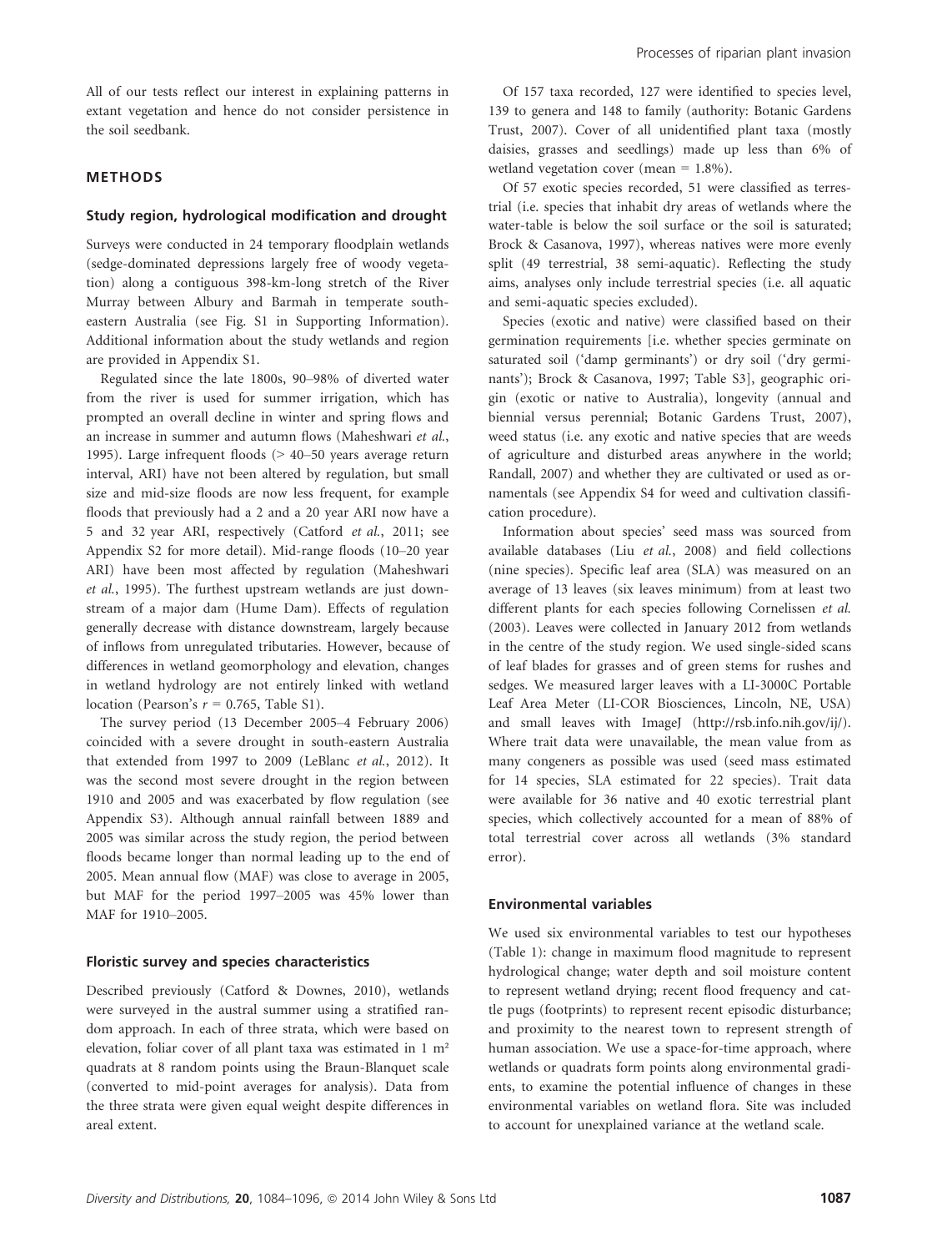All of our tests reflect our interest in explaining patterns in extant vegetation and hence do not consider persistence in the soil seedbank.

## METHODS

### Study region, hydrological modification and drought

Surveys were conducted in 24 temporary floodplain wetlands (sedge-dominated depressions largely free of woody vegetation) along a contiguous 398-km-long stretch of the River Murray between Albury and Barmah in temperate south-eastern Australia (see Fig. S1 in Supporting Information). Additional information about the study wetlands and region are provided in Appendix S1.

Regulated since the late 1800s, 90–98% of diverted water from the river is used for summer irrigation, which has prompted an overall decline in winter and spring flows and an increase in summer and autumn flows (Maheshwari *et al.*, 1995). Large infrequent floods (> 40–50 years average return interval, ARI) have not been altered by regulation, but small size and mid-size floods are now less frequent, for example floods that previously had a 2 and a 20 year ARI now have a 5 and 32 year ARI, respectively (Catford *et al.*, 2011; see Appendix S2 for more detail). Mid-range floods (10–20 year ARI) have been most affected by regulation (Maheshwari *et al.*, 1995). The furthest upstream wetlands are just downstream of a major dam (Hume Dam). Effects of regulation generally decrease with distance downstream, largely because of inflows from unregulated tributaries. However, because of differences in wetland geomorphology and elevation, changes in wetland hydrology are not entirely linked with wetland location (Pearson's $r = 0.765$, Table S1).

The survey period (13 December 2005–4 February 2006) coincided with a severe drought in south-eastern Australia that extended from 1997 to 2009 (LeBlanc *et al.*, 2012). It was the second most severe drought in the region between 1910 and 2005 and was exacerbated by flow regulation (see Appendix S3). Although annual rainfall between 1889 and 2005 was similar across the study region, the period between floods became longer than normal leading up to the end of 2005. Mean annual flow (MAF) was close to average in 2005, but MAF for the period 1997–2005 was 45% lower than MAF for 1910–2005.

### Floristic survey and species characteristics

Described previously (Catford & Downes, 2010), wetlands were surveyed in the austral summer using a stratified random approach. In each of three strata, which were based on elevation, foliar cover of all plant taxa was estimated in 1 m² quadrats at 8 random points using the Braun-Blanquet scale (converted to mid-point averages for analysis). Data from the three strata were given equal weight despite differences in areal extent.

Of 157 taxa recorded, 127 were identified to species level, 139 to genera and 148 to family (authority: Botanic Gardens Trust, 2007). Cover of all unidentified plant taxa (mostly daisies, grasses and seedlings) made up less than 6% of wetland vegetation cover (mean = 1.8%).

Of 57 exotic species recorded, 51 were classified as terrestrial (i.e. species that inhabit dry areas of wetlands where the water-table is below the soil surface or the soil is saturated; Brock & Casanova, 1997), whereas natives were more evenly split (49 terrestrial, 38 semi-aquatic). Reflecting the study aims, analyses only include terrestrial species (i.e. all aquatic and semi-aquatic species excluded).

Species (exotic and native) were classified based on their germination requirements [i.e. whether species germinate on saturated soil ('damp germinants') or dry soil ('dry germinants'); Brock & Casanova, 1997; Table S3], geographic origin (exotic or native to Australia), longevity (annual and biennial versus perennial; Botanic Gardens Trust, 2007), weed status (i.e. any exotic and native species that are weeds of agriculture and disturbed areas anywhere in the world; Randall, 2007) and whether they are cultivated or used as ornamentals (see Appendix S4 for weed and cultivation classification procedure).

Information about species' seed mass was sourced from available databases (Liu *et al.*, 2008) and field collections (nine species). Specific leaf area (SLA) was measured on an average of 13 leaves (six leaves minimum) from at least two different plants for each species following Cornelissen *et al.* (2003). Leaves were collected in January 2012 from wetlands in the centre of the study region. We used single-sided scans of leaf blades for grasses and of green stems for rushes and sedges. We measured larger leaves with a LI-3000C Portable Leaf Area Meter (LI-COR Biosciences, Lincoln, NE, USA) and small leaves with ImageJ (http://rsb.info.nih.gov/ij/). Where trait data were unavailable, the mean value from as many congeners as possible was used (seed mass estimated for 14 species, SLA estimated for 22 species). Trait data were available for 36 native and 40 exotic terrestrial plant species, which collectively accounted for a mean of 88% of total terrestrial cover across all wetlands (3% standard error).

### Environmental variables

We used six environmental variables to test our hypotheses (Table 1): change in maximum flood magnitude to represent hydrological change; water depth and soil moisture content to represent wetland drying; recent flood frequency and cattle pugs (footprints) to represent recent episodic disturbance; and proximity to the nearest town to represent strength of human association. We use a space-for-time approach, where wetlands or quadrats form points along environmental gradients, to examine the potential influence of changes in these environmental variables on wetland flora. Site was included to account for unexplained variance at the wetland scale.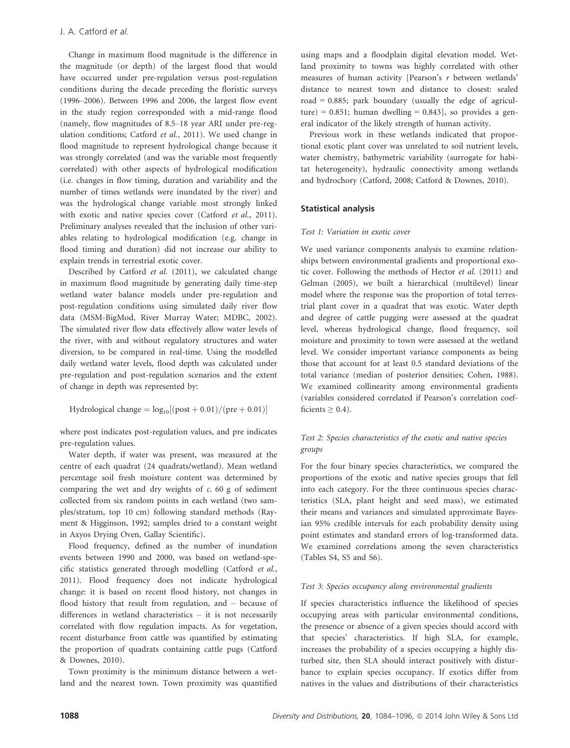Change in maximum flood magnitude is the difference in the magnitude (or depth) of the largest flood that would have occurred under pre-regulation versus post-regulation conditions during the decade preceding the floristic surveys (1996–2006). Between 1996 and 2006, the largest flow event in the study region corresponded with a mid-range flood (namely, flow magnitudes of 8.5–18 year ARI under pre-regulation conditions; Catford *et al.*, 2011). We used change in flood magnitude to represent hydrological change because it was strongly correlated (and was the variable most frequently correlated) with other aspects of hydrological modification (i.e. changes in flow timing, duration and variability and the number of times wetlands were inundated by the river) and was the hydrological change variable most strongly linked with exotic and native species cover (Catford *et al.*, 2011). Preliminary analyses revealed that the inclusion of other variables relating to hydrological modification (e.g. change in flood timing and duration) did not increase our ability to explain trends in terrestrial exotic cover.

Described by Catford *et al.* (2011), we calculated change in maximum flood magnitude by generating daily time-step wetland water balance models under pre-regulation and post-regulation conditions using simulated daily river flow data (MSM-BigMod, River Murray Water; MDBC, 2002). The simulated river flow data effectively allow water levels of the river, with and without regulatory structures and water diversion, to be compared in real-time. Using the modelled daily wetland water levels, flood depth was calculated under pre-regulation and post-regulation scenarios and the extent of change in depth was represented by:

$$\text{Hydrological change} = \log_{10}[(\text{post} + 0.01)/(\text{pre} + 0.01)]$$

where post indicates post-regulation values, and pre indicates pre-regulation values.

Water depth, if water was present, was measured at the centre of each quadrat (24 quadrats/wetland). Mean wetland percentage soil fresh moisture content was determined by comparing the wet and dry weights of *c.* 60 g of sediment collected from six random points in each wetland (two samples/stratum, top 10 cm) following standard methods (Rayment & Higginson, 1992; samples dried to a constant weight in Axyos Drying Oven, Gallay Scientific).

Flood frequency, defined as the number of inundation events between 1990 and 2000, was based on wetland-specific statistics generated through modelling (Catford *et al.*, 2011). Flood frequency does not indicate hydrological change: it is based on recent flood history, not changes in flood history that result from regulation, and – because of differences in wetland characteristics – it is not necessarily correlated with flow regulation impacts. As for vegetation, recent disturbance from cattle was quantified by estimating the proportion of quadrats containing cattle pugs (Catford & Downes, 2010).

Town proximity is the minimum distance between a wetland and the nearest town. Town proximity was quantified using maps and a floodplain digital elevation model. Wetland proximity to towns was highly correlated with other measures of human activity [Pearson's $r$ between wetlands' distance to nearest town and distance to closest: sealed road = 0.885; park boundary (usually the edge of agriculture) = 0.851; human dwelling = 0.843], so provides a general indicator of the likely strength of human activity.

Previous work in these wetlands indicated that proportional exotic plant cover was unrelated to soil nutrient levels, water chemistry, bathymetric variability (surrogate for habitat heterogeneity), hydraulic connectivity among wetlands and hydrochory (Catford, 2008; Catford & Downes, 2010).

## Statistical analysis

### *Test 1: Variation in exotic cover*

We used variance components analysis to examine relationships between environmental gradients and proportional exotic cover. Following the methods of Hector *et al.* (2011) and Gelman (2005), we built a hierarchical (multilevel) linear model where the response was the proportion of total terrestrial plant cover in a quadrat that was exotic. Water depth and degree of cattle pugging were assessed at the quadrat level, whereas hydrological change, flood frequency, soil moisture and proximity to town were assessed at the wetland level. We consider important variance components as being those that account for at least 0.5 standard deviations of the total variance (median of posterior densities; Cohen, 1988). We examined collinearity among environmental gradients (variables considered correlated if Pearson's correlation coefficients $\geq 0.4$).

### *Test 2: Species characteristics of the exotic and native species groups*

For the four binary species characteristics, we compared the proportions of the exotic and native species groups that fell into each category. For the three continuous species characteristics (SLA, plant height and seed mass), we estimated their means and variances and simulated approximate Bayesian 95% credible intervals for each probability density using point estimates and standard errors of log-transformed data. We examined correlations among the seven characteristics (Tables S4, S5 and S6).

### *Test 3: Species occupancy along environmental gradients*

If species characteristics influence the likelihood of species occupying areas with particular environmental conditions, the presence or absence of a given species should accord with that species' characteristics. If high SLA, for example, increases the probability of a species occupying a highly disturbed site, then SLA should interact positively with disturbance to explain species occupancy. If exotics differ from natives in the values and distributions of their characteristics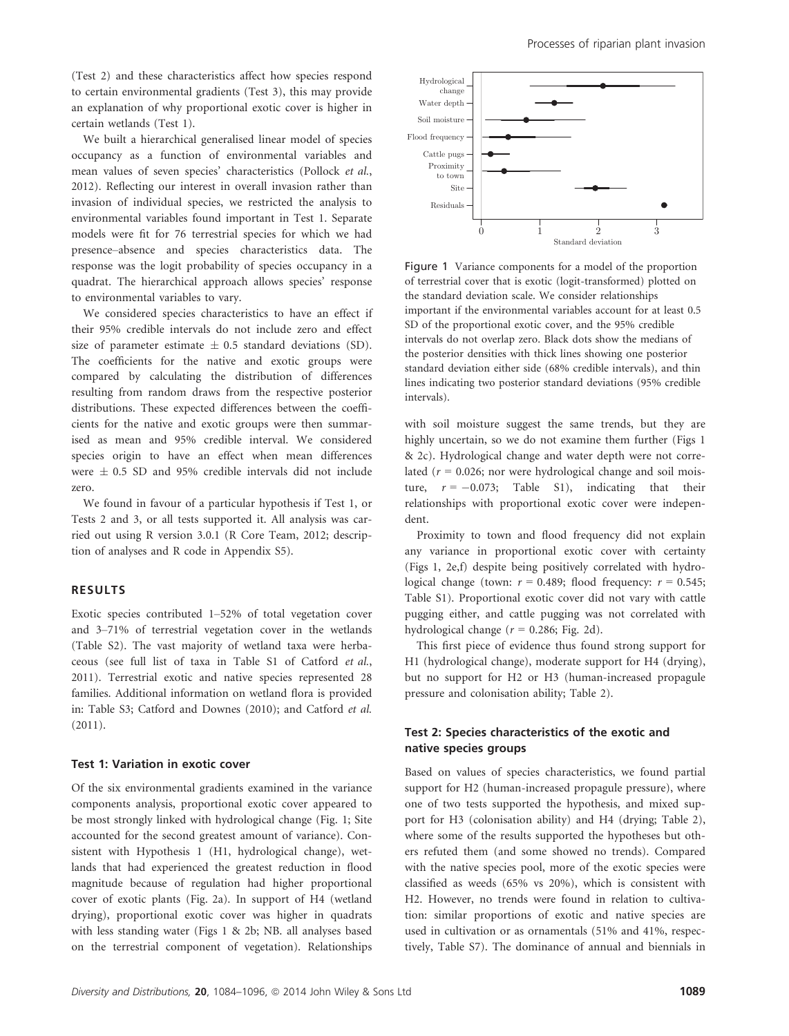(Test 2) and these characteristics affect how species respond to certain environmental gradients (Test 3), this may provide an explanation of why proportional exotic cover is higher in certain wetlands (Test 1).

We built a hierarchical generalised linear model of species occupancy as a function of environmental variables and mean values of seven species' characteristics (Pollock *et al.*, 2012). Reflecting our interest in overall invasion rather than invasion of individual species, we restricted the analysis to environmental variables found important in Test 1. Separate models were fit for 76 terrestrial species for which we had presence–absence and species characteristics data. The response was the logit probability of species occupancy in a quadrat. The hierarchical approach allows species' response to environmental variables to vary.

We considered species characteristics to have an effect if their 95% credible intervals do not include zero and effect size of parameter estimate $\pm$ 0.5 standard deviations (SD). The coefficients for the native and exotic groups were compared by calculating the distribution of differences resulting from random draws from the respective posterior distributions. These expected differences between the coefficients for the native and exotic groups were then summarised as mean and 95% credible interval. We considered species origin to have an effect when mean differences were $\pm$ 0.5 SD and 95% credible intervals did not include zero.

We found in favour of a particular hypothesis if Test 1, or Tests 2 and 3, or all tests supported it. All analysis was carried out using R version 3.0.1 (R Core Team, 2012; description of analyses and R code in Appendix S5).

## RESULTS

Exotic species contributed 1–52% of total vegetation cover and 3–71% of terrestrial vegetation cover in the wetlands (Table S2). The vast majority of wetland taxa were herbaceous (see full list of taxa in Table S1 of Catford *et al.*, 2011). Terrestrial exotic and native species represented 28 families. Additional information on wetland flora is provided in: Table S3; Catford and Downes (2010); and Catford *et al.* (2011).

### Test 1: Variation in exotic cover

Of the six environmental gradients examined in the variance components analysis, proportional exotic cover appeared to be most strongly linked with hydrological change (Fig. 1; Site accounted for the second greatest amount of variance). Consistent with Hypothesis 1 (H1, hydrological change), wetlands that had experienced the greatest reduction in flood magnitude because of regulation had higher proportional cover of exotic plants (Fig. 2a). In support of H4 (wetland drying), proportional exotic cover was higher in quadrats with less standing water (Figs 1 & 2b; NB. all analyses based on the terrestrial component of vegetation). Relationships

Figure 1 Variance components for a model of the proportion of terrestrial cover that is exotic (logit-transformed) plotted on the standard deviation scale. We consider relationships important if the environmental variables account for at least 0.5 SD of the proportional exotic cover, and the 95% credible intervals do not overlap zero. Black dots show the medians of the posterior densities with thick lines showing one posterior standard deviation either side (68% credible intervals), and thin lines indicating two posterior standard deviations (95% credible intervals).

with soil moisture suggest the same trends, but they are highly uncertain, so we do not examine them further (Figs 1 & 2c). Hydrological change and water depth were not correlated ($r$ = 0.026; nor were hydrological change and soil moisture, $r$ = −0.073; Table S1), indicating that their relationships with proportional exotic cover were independent.

Proximity to town and flood frequency did not explain any variance in proportional exotic cover with certainty (Figs 1, 2e,f) despite being positively correlated with hydrological change (town: $r$ = 0.489; flood frequency: $r$ = 0.545; Table S1). Proportional exotic cover did not vary with cattle pugging either, and cattle pugging was not correlated with hydrological change ($r$ = 0.286; Fig. 2d).

This first piece of evidence thus found strong support for H1 (hydrological change), moderate support for H4 (drying), but no support for H2 or H3 (human-increased propagule pressure and colonisation ability; Table 2).

### Test 2: Species characteristics of the exotic and native species groups

Based on values of species characteristics, we found partial support for H2 (human-increased propagule pressure), where one of two tests supported the hypothesis, and mixed support for H3 (colonisation ability) and H4 (drying; Table 2), where some of the results supported the hypotheses but others refuted them (and some showed no trends). Compared with the native species pool, more of the exotic species were classified as weeds (65% vs 20%), which is consistent with H2. However, no trends were found in relation to cultivation: similar proportions of exotic and native species are used in cultivation or as ornamentals (51% and 41%, respectively, Table S7). The dominance of annual and biennials in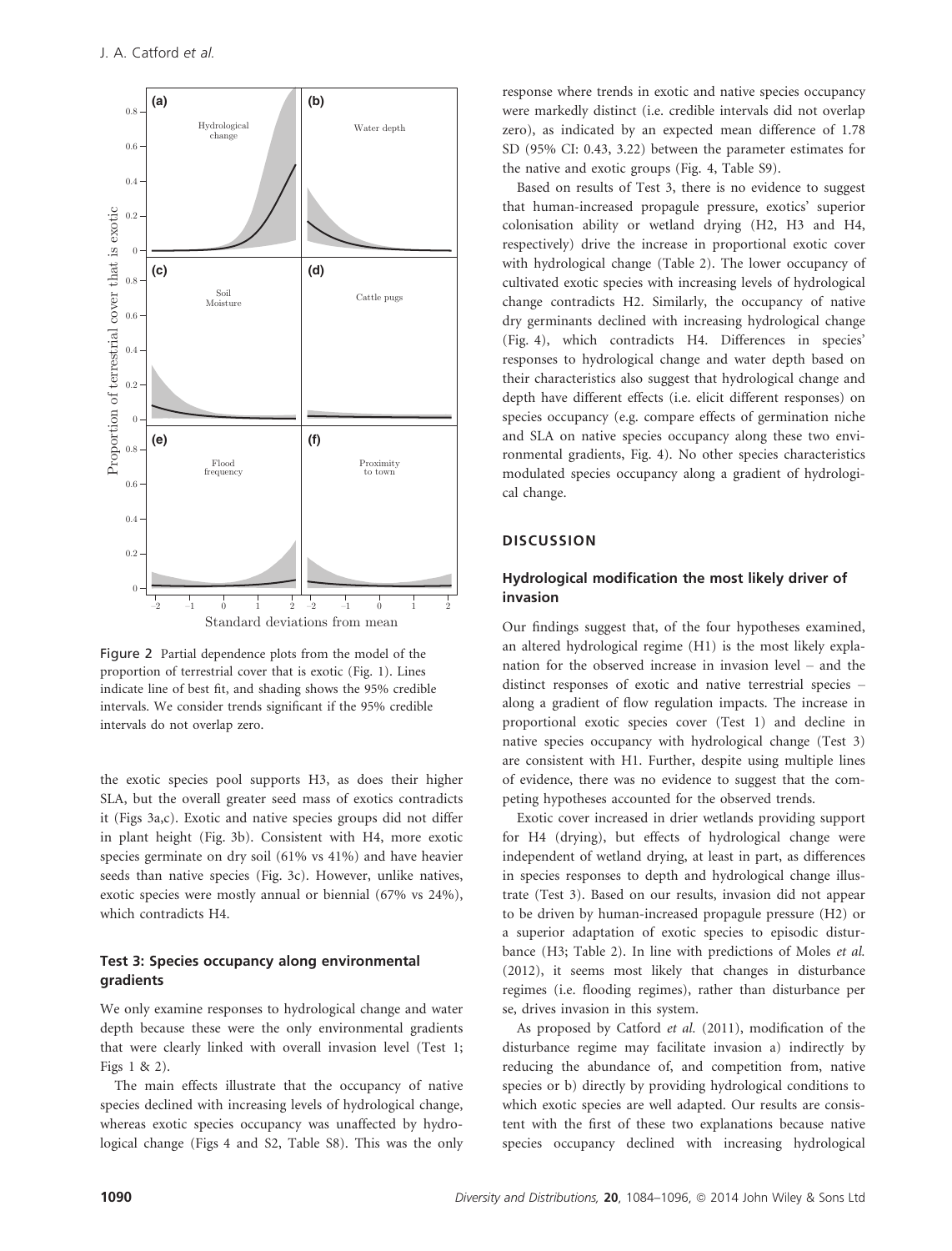Figure 2 Partial dependence plots from the model of the proportion of terrestrial cover that is exotic (Fig. 1). Lines indicate line of best fit, and shading shows the 95% credible intervals. We consider trends significant if the 95% credible intervals do not overlap zero.

the exotic species pool supports H3, as does their higher SLA, but the overall greater seed mass of exotics contradicts it (Figs 3a,c). Exotic and native species groups did not differ in plant height (Fig. 3b). Consistent with H4, more exotic species germinate on dry soil (61% vs 41%) and have heavier seeds than native species (Fig. 3c). However, unlike natives, exotic species were mostly annual or biennial (67% vs 24%), which contradicts H4.

### Test 3: Species occupancy along environmental gradients

We only examine responses to hydrological change and water depth because these were the only environmental gradients that were clearly linked with overall invasion level (Test 1; Figs 1 & 2).

The main effects illustrate that the occupancy of native species declined with increasing levels of hydrological change, whereas exotic species occupancy was unaffected by hydrological change (Figs 4 and S2, Table S8). This was the only response where trends in exotic and native species occupancy were markedly distinct (i.e. credible intervals did not overlap zero), as indicated by an expected mean difference of 1.78 SD (95% CI: 0.43, 3.22) between the parameter estimates for the native and exotic groups (Fig. 4, Table S9).

Based on results of Test 3, there is no evidence to suggest that human-increased propagule pressure, exotics' superior colonisation ability or wetland drying (H2, H3 and H4, respectively) drive the increase in proportional exotic cover with hydrological change (Table 2). The lower occupancy of cultivated exotic species with increasing levels of hydrological change contradicts H2. Similarly, the occupancy of native dry germinants declined with increasing hydrological change (Fig. 4), which contradicts H4. Differences in species' responses to hydrological change and water depth based on their characteristics also suggest that hydrological change and depth have different effects (i.e. elicit different responses) on species occupancy (e.g. compare effects of germination niche and SLA on native species occupancy along these two environmental gradients, Fig. 4). No other species characteristics modulated species occupancy along a gradient of hydrological change.

## DISCUSSION

### Hydrological modification the most likely driver of invasion

Our findings suggest that, of the four hypotheses examined, an altered hydrological regime (H1) is the most likely explanation for the observed increase in invasion level – and the distinct responses of exotic and native terrestrial species – along a gradient of flow regulation impacts. The increase in proportional exotic species cover (Test 1) and decline in native species occupancy with hydrological change (Test 3) are consistent with H1. Further, despite using multiple lines of evidence, there was no evidence to suggest that the competing hypotheses accounted for the observed trends.

Exotic cover increased in drier wetlands providing support for H4 (drying), but effects of hydrological change were independent of wetland drying, at least in part, as differences in species responses to depth and hydrological change illustrate (Test 3). Based on our results, invasion did not appear to be driven by human-increased propagule pressure (H2) or a superior adaptation of exotic species to episodic disturbance (H3; Table 2). In line with predictions of Moles *et al.* (2012), it seems most likely that changes in disturbance regimes (i.e. flooding regimes), rather than disturbance per se, drives invasion in this system.

As proposed by Catford *et al.* (2011), modification of the disturbance regime may facilitate invasion a) indirectly by reducing the abundance of, and competition from, native species or b) directly by providing hydrological conditions to which exotic species are well adapted. Our results are consistent with the first of these two explanations because native species occupancy declined with increasing hydrological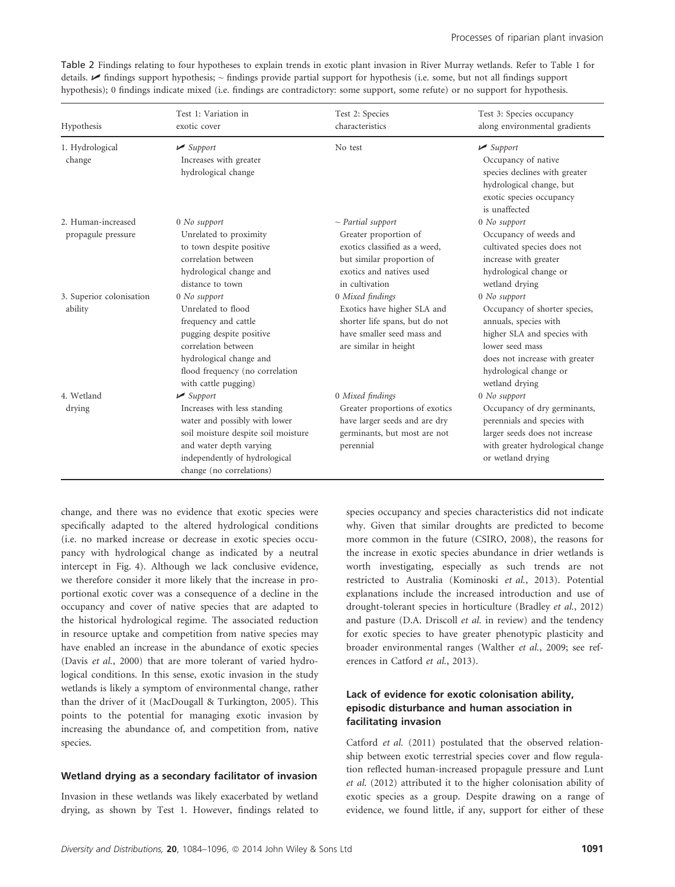Table 2 Findings relating to four hypotheses to explain trends in exotic plant invasion in River Murray wetlands. Refer to Table 1 for details. ✓ findings support hypothesis; ~ findings provide partial support for hypothesis (i.e. some, but not all findings support hypothesis); 0 findings indicate mixed (i.e. findings are contradictory: some support, some refute) or no support for hypothesis.

| Hypothesis | Test 1: Variation in exotic cover | Test 2: Species characteristics | Test 3: Species occupancy along environmental gradients |
|---|---|---|---|
| 1. Hydrological change | ✓ *Support* Increases with greater hydrological change | No test | ✓ *Support* Occupancy of native species declines with greater hydrological change, but exotic species occupancy is unaffected |
| 2. Human-increased propagule pressure | 0 *No support* Unrelated to proximity to town despite positive correlation between hydrological change and distance to town | ~ *Partial support* Greater proportion of exotics classified as a weed, but similar proportion of exotics and natives used in cultivation | 0 *No support* Occupancy of weeds and cultivated species does not increase with greater hydrological change or wetland drying |
| 3. Superior colonisation ability | 0 *No support* Unrelated to flood frequency and cattle pugging despite positive correlation between hydrological change and flood frequency (no correlation with cattle pugging) | 0 *Mixed findings* Exotics have higher SLA and shorter life spans, but do not have smaller seed mass and are similar in height | 0 *No support* Occupancy of shorter species, annuals, species with higher SLA and species with lower seed mass does not increase with greater hydrological change or wetland drying |
| 4. Wetland drying | ✓ *Support* Increases with less standing water and possibly with lower soil moisture despite soil moisture and water depth varying independently of hydrological change (no correlations) | 0 *Mixed findings* Greater proportions of exotics have larger seeds and are dry germinants, but most are not perennial | 0 *No support* Occupancy of dry germinants, perennials and species with larger seeds does not increase with greater hydrological change or wetland drying |

change, and there was no evidence that exotic species were specifically adapted to the altered hydrological conditions (i.e. no marked increase or decrease in exotic species occupancy with hydrological change as indicated by a neutral intercept in Fig. 4). Although we lack conclusive evidence, we therefore consider it more likely that the increase in proportional exotic cover was a consequence of a decline in the occupancy and cover of native species that are adapted to the historical hydrological regime. The associated reduction in resource uptake and competition from native species may have enabled an increase in the abundance of exotic species (Davis *et al.*, 2000) that are more tolerant of varied hydrological conditions. In this sense, exotic invasion in the study wetlands is likely a symptom of environmental change, rather than the driver of it (MacDougall & Turkington, 2005). This points to the potential for managing exotic invasion by increasing the abundance of, and competition from, native species.

### Wetland drying as a secondary facilitator of invasion

Invasion in these wetlands was likely exacerbated by wetland drying, as shown by Test 1. However, findings related to species occupancy and species characteristics did not indicate why. Given that similar droughts are predicted to become more common in the future (CSIRO, 2008), the reasons for the increase in exotic species abundance in drier wetlands is worth investigating, especially as such trends are not restricted to Australia (Kominoski *et al.*, 2013). Potential explanations include the increased introduction and use of drought-tolerant species in horticulture (Bradley *et al.*, 2012) and pasture (D.A. Driscoll *et al.* in review) and the tendency for exotic species to have greater phenotypic plasticity and broader environmental ranges (Walther *et al.*, 2009; see references in Catford *et al.*, 2013).

### Lack of evidence for exotic colonisation ability, episodic disturbance and human association in facilitating invasion

Catford *et al.* (2011) postulated that the observed relationship between exotic terrestrial species cover and flow regulation reflected human-increased propagule pressure and Lunt *et al.* (2012) attributed it to the higher colonisation ability of exotic species as a group. Despite drawing on a range of evidence, we found little, if any, support for either of these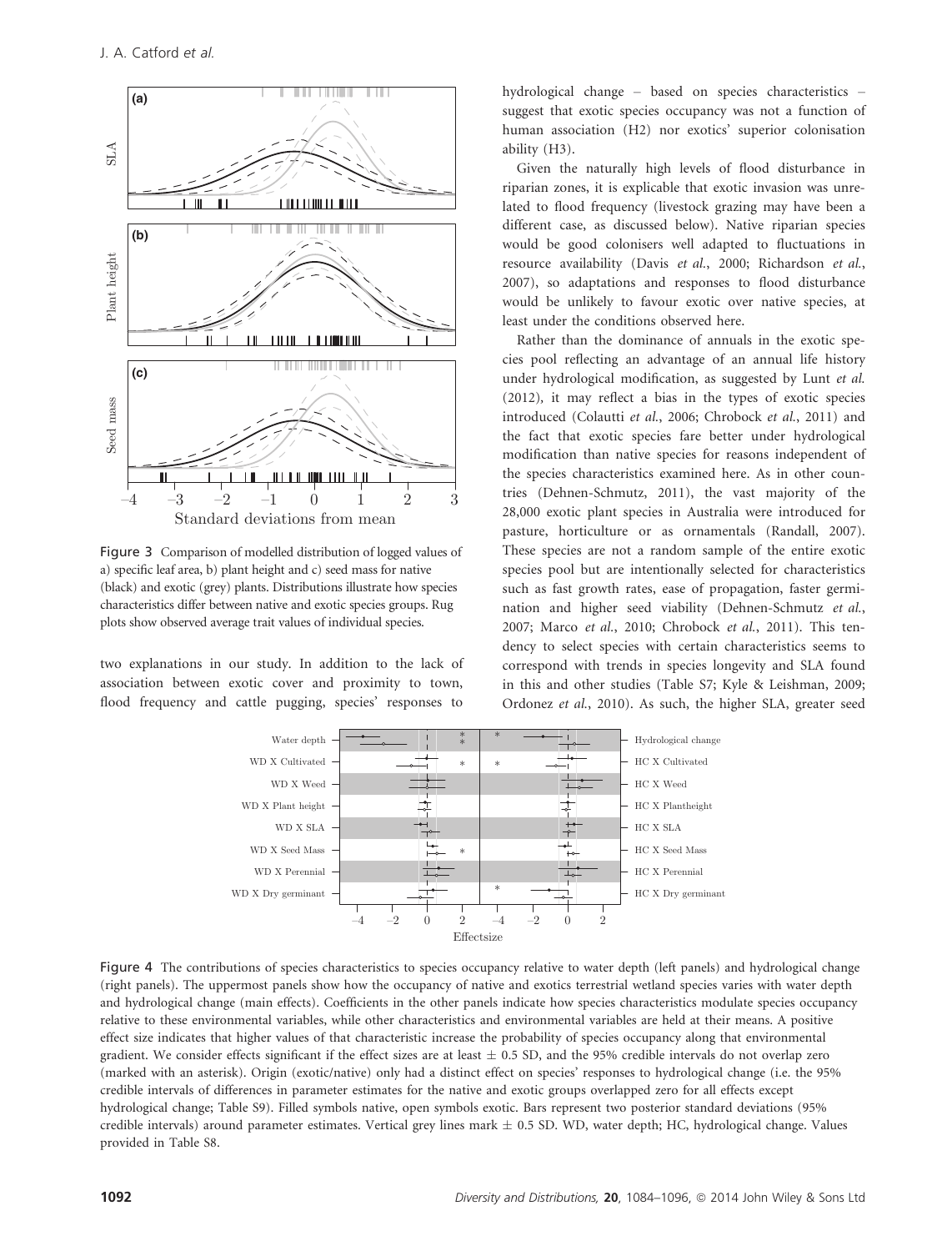Figure 3 Comparison of modelled distribution of logged values of a) specific leaf area, b) plant height and c) seed mass for native (black) and exotic (grey) plants. Distributions illustrate how species characteristics differ between native and exotic species groups. Rug plots show observed average trait values of individual species.

two explanations in our study. In addition to the lack of association between exotic cover and proximity to town, flood frequency and cattle pugging, species' responses to hydrological change – based on species characteristics – suggest that exotic species occupancy was not a function of human association (H2) nor exotics' superior colonisation ability (H3).

Given the naturally high levels of flood disturbance in riparian zones, it is explicable that exotic invasion was unrelated to flood frequency (livestock grazing may have been a different case, as discussed below). Native riparian species would be good colonisers well adapted to fluctuations in resource availability (Davis *et al.*, 2000; Richardson *et al.*, 2007), so adaptations and responses to flood disturbance would be unlikely to favour exotic over native species, at least under the conditions observed here.

Rather than the dominance of annuals in the exotic species pool reflecting an advantage of an annual life history under hydrological modification, as suggested by Lunt *et al.* (2012), it may reflect a bias in the types of exotic species introduced (Colautti *et al.*, 2006; Chrobock *et al.*, 2011) and the fact that exotic species fare better under hydrological modification than native species for reasons independent of the species characteristics examined here. As in other countries (Dehnen-Schmutz, 2011), the vast majority of the 28,000 exotic plant species in Australia were introduced for pasture, horticulture or as ornamentals (Randall, 2007). These species are not a random sample of the entire exotic species pool but are intentionally selected for characteristics such as fast growth rates, ease of propagation, faster germination and higher seed viability (Dehnen-Schmutz *et al.*, 2007; Marco *et al.*, 2010; Chrobock *et al.*, 2011). This tendency to select species with certain characteristics seems to correspond with trends in species longevity and SLA found in this and other studies (Table S7; Kyle & Leishman, 2009; Ordonez *et al.*, 2010). As such, the higher SLA, greater seed

Figure 4 The contributions of species characteristics to species occupancy relative to water depth (left panels) and hydrological change (right panels). The uppermost panels show how the occupancy of native and exotics terrestrial wetland species varies with water depth and hydrological change (main effects). Coefficients in the other panels indicate how species characteristics modulate species occupancy relative to these environmental variables, while other characteristics and environmental variables are held at their means. A positive effect size indicates that higher values of that characteristic increase the probability of species occupancy along that environmental gradient. We consider effects significant if the effect sizes are at least ± 0.5 SD, and the 95% credible intervals do not overlap zero (marked with an asterisk). Origin (exotic/native) only had a distinct effect on species' responses to hydrological change (i.e. the 95% credible intervals of differences in parameter estimates for the native and exotic groups overlapped zero for all effects except hydrological change; Table S9). Filled symbols native, open symbols exotic. Bars represent two posterior standard deviations (95% credible intervals) around parameter estimates. Vertical grey lines mark ± 0.5 SD. WD, water depth; HC, hydrological change. Values provided in Table S8.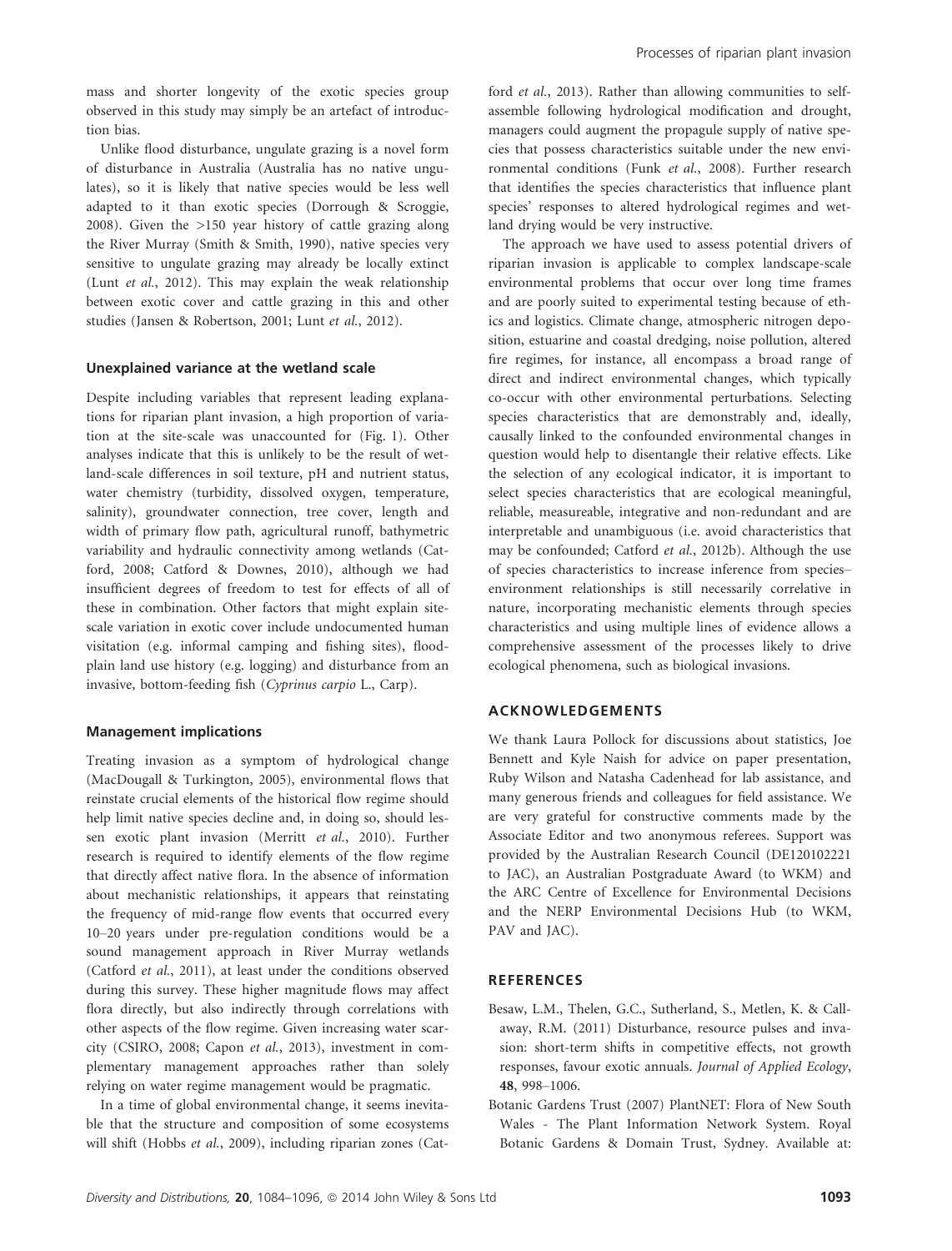mass and shorter longevity of the exotic species group observed in this study may simply be an artefact of introduction bias.

Unlike flood disturbance, ungulate grazing is a novel form of disturbance in Australia (Australia has no native ungulates), so it is likely that native species would be less well adapted to it than exotic species (Dorrough & Scroggie, 2008). Given the >150 year history of cattle grazing along the River Murray (Smith & Smith, 1990), native species very sensitive to ungulate grazing may already be locally extinct (Lunt *et al.*, 2012). This may explain the weak relationship between exotic cover and cattle grazing in this and other studies (Jansen & Robertson, 2001; Lunt *et al.*, 2012).

### Unexplained variance at the wetland scale

Despite including variables that represent leading explanations for riparian plant invasion, a high proportion of variation at the site-scale was unaccounted for (Fig. 1). Other analyses indicate that this is unlikely to be the result of wetland-scale differences in soil texture, pH and nutrient status, water chemistry (turbidity, dissolved oxygen, temperature, salinity), groundwater connection, tree cover, length and width of primary flow path, agricultural runoff, bathymetric variability and hydraulic connectivity among wetlands (Catford, 2008; Catford & Downes, 2010), although we had insufficient degrees of freedom to test for effects of all of these in combination. Other factors that might explain site-scale variation in exotic cover include undocumented human visitation (e.g. informal camping and fishing sites), floodplain land use history (e.g. logging) and disturbance from an invasive, bottom-feeding fish (*Cyprinus carpio* L., Carp).

### Management implications

Treating invasion as a symptom of hydrological change (MacDougall & Turkington, 2005), environmental flows that reinstate crucial elements of the historical flow regime should help limit native species decline and, in doing so, should lessen exotic plant invasion (Merritt *et al.*, 2010). Further research is required to identify elements of the flow regime that directly affect native flora. In the absence of information about mechanistic relationships, it appears that reinstating the frequency of mid-range flow events that occurred every 10–20 years under pre-regulation conditions would be a sound management approach in River Murray wetlands (Catford *et al.*, 2011), at least under the conditions observed during this survey. These higher magnitude flows may affect flora directly, but also indirectly through correlations with other aspects of the flow regime. Given increasing water scarcity (CSIRO, 2008; Capon *et al.*, 2013), investment in complementary management approaches rather than solely relying on water regime management would be pragmatic.

In a time of global environmental change, it seems inevitable that the structure and composition of some ecosystems will shift (Hobbs *et al.*, 2009), including riparian zones (Catford *et al.*, 2013). Rather than allowing communities to self-assemble following hydrological modification and drought, managers could augment the propagule supply of native species that possess characteristics suitable under the new environmental conditions (Funk *et al.*, 2008). Further research that identifies the species characteristics that influence plant species' responses to altered hydrological regimes and wetland drying would be very instructive.

The approach we have used to assess potential drivers of riparian invasion is applicable to complex landscape-scale environmental problems that occur over long time frames and are poorly suited to experimental testing because of ethics and logistics. Climate change, atmospheric nitrogen deposition, estuarine and coastal dredging, noise pollution, altered fire regimes, for instance, all encompass a broad range of direct and indirect environmental changes, which typically co-occur with other environmental perturbations. Selecting species characteristics that are demonstrably and, ideally, causally linked to the confounded environmental changes in question would help to disentangle their relative effects. Like the selection of any ecological indicator, it is important to select species characteristics that are ecological meaningful, reliable, measureable, integrative and non-redundant and are interpretable and unambiguous (i.e. avoid characteristics that may be confounded; Catford *et al.*, 2012b). Although the use of species characteristics to increase inference from species–environment relationships is still necessarily correlative in nature, incorporating mechanistic elements through species characteristics and using multiple lines of evidence allows a comprehensive assessment of the processes likely to drive ecological phenomena, such as biological invasions.

## ACKNOWLEDGEMENTS

We thank Laura Pollock for discussions about statistics, Joe Bennett and Kyle Naish for advice on paper presentation, Ruby Wilson and Natasha Cadenhead for lab assistance, and many generous friends and colleagues for field assistance. We are very grateful for constructive comments made by the Associate Editor and two anonymous referees. Support was provided by the Australian Research Council (DE120102221 to JAC), an Australian Postgraduate Award (to WKM) and the ARC Centre of Excellence for Environmental Decisions and the NERP Environmental Decisions Hub (to WKM, PAV and JAC).

## REFERENCES

Besaw, L.M., Thelen, G.C., Sutherland, S., Metlen, K. & Callaway, R.M. (2011) Disturbance, resource pulses and invasion: short-term shifts in competitive effects, not growth responses, favour exotic annuals. *Journal of Applied Ecology*, **48**, 998–1006.

Botanic Gardens Trust (2007) PlantNET: Flora of New South Wales - The Plant Information Network System. Royal Botanic Gardens & Domain Trust, Sydney. Available at: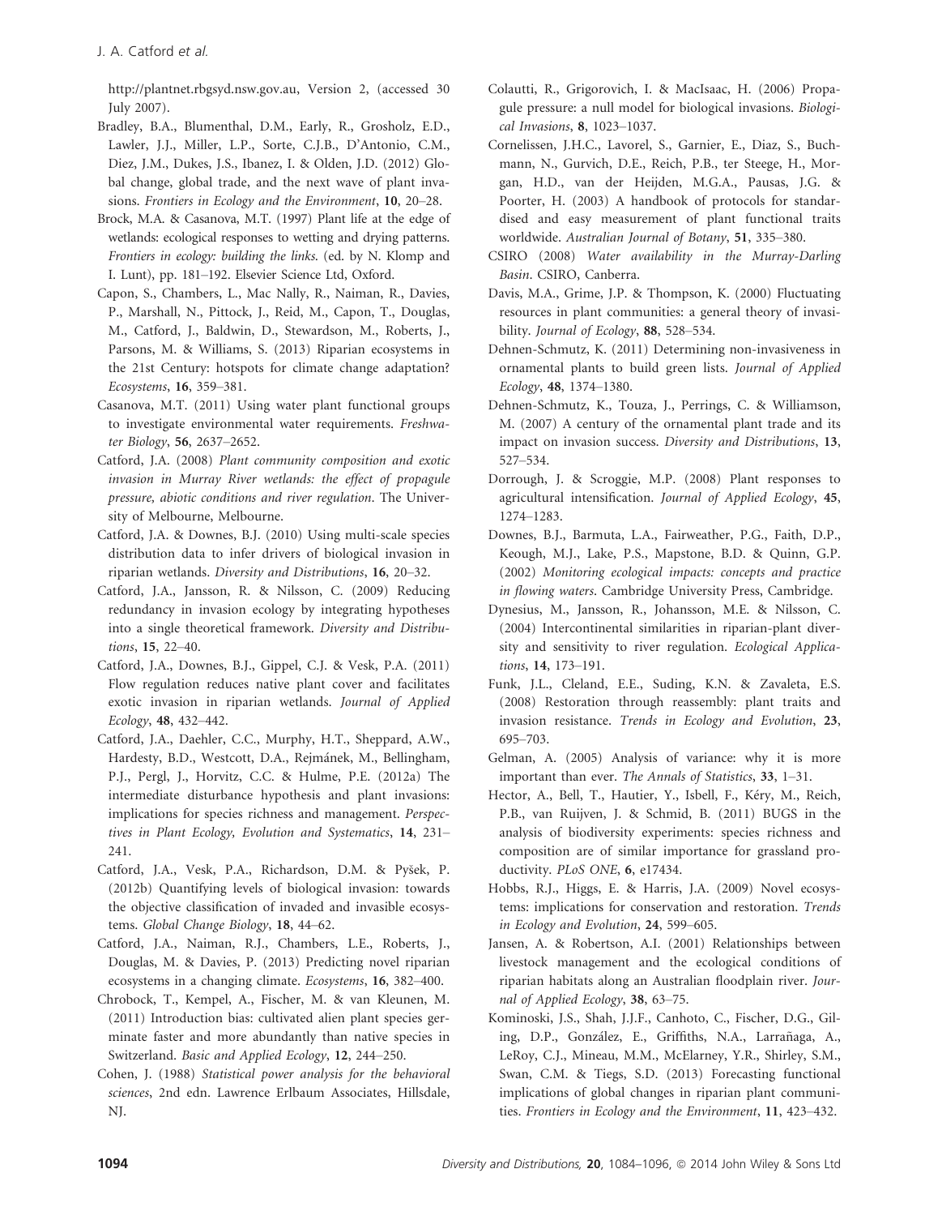http://plantnet.rbgsyd.nsw.gov.au, Version 2, (accessed 30 July 2007).

Bradley, B.A., Blumenthal, D.M., Early, R., Grosholz, E.D., Lawler, J.J., Miller, L.P., Sorte, C.J.B., D'Antonio, C.M., Diez, J.M., Dukes, J.S., Ibanez, I. & Olden, J.D. (2012) Global change, global trade, and the next wave of plant invasions. *Frontiers in Ecology and the Environment*, **10**, 20–28.

Brock, M.A. & Casanova, M.T. (1997) Plant life at the edge of wetlands: ecological responses to wetting and drying patterns. *Frontiers in ecology: building the links.* (ed. by N. Klomp and I. Lunt), pp. 181–192. Elsevier Science Ltd, Oxford.

Capon, S., Chambers, L., Mac Nally, R., Naiman, R., Davies, P., Marshall, N., Pittock, J., Reid, M., Capon, T., Douglas, M., Catford, J., Baldwin, D., Stewardson, M., Roberts, J., Parsons, M. & Williams, S. (2013) Riparian ecosystems in the 21st Century: hotspots for climate change adaptation? *Ecosystems*, **16**, 359–381.

Casanova, M.T. (2011) Using water plant functional groups to investigate environmental water requirements. *Freshwater Biology*, **56**, 2637–2652.

Catford, J.A. (2008) *Plant community composition and exotic invasion in Murray River wetlands: the effect of propagule pressure, abiotic conditions and river regulation*. The University of Melbourne, Melbourne.

Catford, J.A. & Downes, B.J. (2010) Using multi-scale species distribution data to infer drivers of biological invasion in riparian wetlands. *Diversity and Distributions*, **16**, 20–32.

Catford, J.A., Jansson, R. & Nilsson, C. (2009) Reducing redundancy in invasion ecology by integrating hypotheses into a single theoretical framework. *Diversity and Distributions*, **15**, 22–40.

Catford, J.A., Downes, B.J., Gippel, C.J. & Vesk, P.A. (2011) Flow regulation reduces native plant cover and facilitates exotic invasion in riparian wetlands. *Journal of Applied Ecology*, **48**, 432–442.

Catford, J.A., Daehler, C.C., Murphy, H.T., Sheppard, A.W., Hardesty, B.D., Westcott, D.A., Rejmánek, M., Bellingham, P.J., Pergl, J., Horvitz, C.C. & Hulme, P.E. (2012a) The intermediate disturbance hypothesis and plant invasions: implications for species richness and management. *Perspectives in Plant Ecology, Evolution and Systematics*, **14**, 231–241.

Catford, J.A., Vesk, P.A., Richardson, D.M. & Pyšek, P. (2012b) Quantifying levels of biological invasion: towards the objective classification of invaded and invasible ecosystems. *Global Change Biology*, **18**, 44–62.

Catford, J.A., Naiman, R.J., Chambers, L.E., Roberts, J., Douglas, M. & Davies, P. (2013) Predicting novel riparian ecosystems in a changing climate. *Ecosystems*, **16**, 382–400.

Chrobock, T., Kempel, A., Fischer, M. & van Kleunen, M. (2011) Introduction bias: cultivated alien plant species germinate faster and more abundantly than native species in Switzerland. *Basic and Applied Ecology*, **12**, 244–250.

Cohen, J. (1988) *Statistical power analysis for the behavioral sciences*, 2nd edn. Lawrence Erlbaum Associates, Hillsdale, NJ.

Colautti, R., Grigorovich, I. & MacIsaac, H. (2006) Propagule pressure: a null model for biological invasions. *Biological Invasions*, **8**, 1023–1037.

Cornelissen, J.H.C., Lavorel, S., Garnier, E., Diaz, S., Buchmann, N., Gurvich, D.E., Reich, P.B., ter Steege, H., Morgan, H.D., van der Heijden, M.G.A., Pausas, J.G. & Poorter, H. (2003) A handbook of protocols for standardised and easy measurement of plant functional traits worldwide. *Australian Journal of Botany*, **51**, 335–380.

CSIRO (2008) *Water availability in the Murray-Darling Basin*. CSIRO, Canberra.

Davis, M.A., Grime, J.P. & Thompson, K. (2000) Fluctuating resources in plant communities: a general theory of invasibility. *Journal of Ecology*, **88**, 528–534.

Dehnen-Schmutz, K. (2011) Determining non-invasiveness in ornamental plants to build green lists. *Journal of Applied Ecology*, **48**, 1374–1380.

Dehnen-Schmutz, K., Touza, J., Perrings, C. & Williamson, M. (2007) A century of the ornamental plant trade and its impact on invasion success. *Diversity and Distributions*, **13**, 527–534.

Dorrough, J. & Scroggie, M.P. (2008) Plant responses to agricultural intensification. *Journal of Applied Ecology*, **45**, 1274–1283.

Downes, B.J., Barmuta, L.A., Fairweather, P.G., Faith, D.P., Keough, M.J., Lake, P.S., Mapstone, B.D. & Quinn, G.P. (2002) *Monitoring ecological impacts: concepts and practice in flowing waters*. Cambridge University Press, Cambridge.

Dynesius, M., Jansson, R., Johansson, M.E. & Nilsson, C. (2004) Intercontinental similarities in riparian-plant diversity and sensitivity to river regulation. *Ecological Applications*, **14**, 173–191.

Funk, J.L., Cleland, E.E., Suding, K.N. & Zavaleta, E.S. (2008) Restoration through reassembly: plant traits and invasion resistance. *Trends in Ecology and Evolution*, **23**, 695–703.

Gelman, A. (2005) Analysis of variance: why it is more important than ever. *The Annals of Statistics*, **33**, 1–31.

Hector, A., Bell, T., Hautier, Y., Isbell, F., Kéry, M., Reich, P.B., van Ruijven, J. & Schmid, B. (2011) BUGS in the analysis of biodiversity experiments: species richness and composition are of similar importance for grassland productivity. *PLoS ONE*, **6**, e17434.

Hobbs, R.J., Higgs, E. & Harris, J.A. (2009) Novel ecosystems: implications for conservation and restoration. *Trends in Ecology and Evolution*, **24**, 599–605.

Jansen, A. & Robertson, A.I. (2001) Relationships between livestock management and the ecological conditions of riparian habitats along an Australian floodplain river. *Journal of Applied Ecology*, **38**, 63–75.

Kominoski, J.S., Shah, J.J.F., Canhoto, C., Fischer, D.G., Giling, D.P., González, E., Griffiths, N.A., Larrañaga, A., LeRoy, C.J., Mineau, M.M., McElarney, Y.R., Shirley, S.M., Swan, C.M. & Tiegs, S.D. (2013) Forecasting functional implications of global changes in riparian plant communities. *Frontiers in Ecology and the Environment*, **11**, 423–432.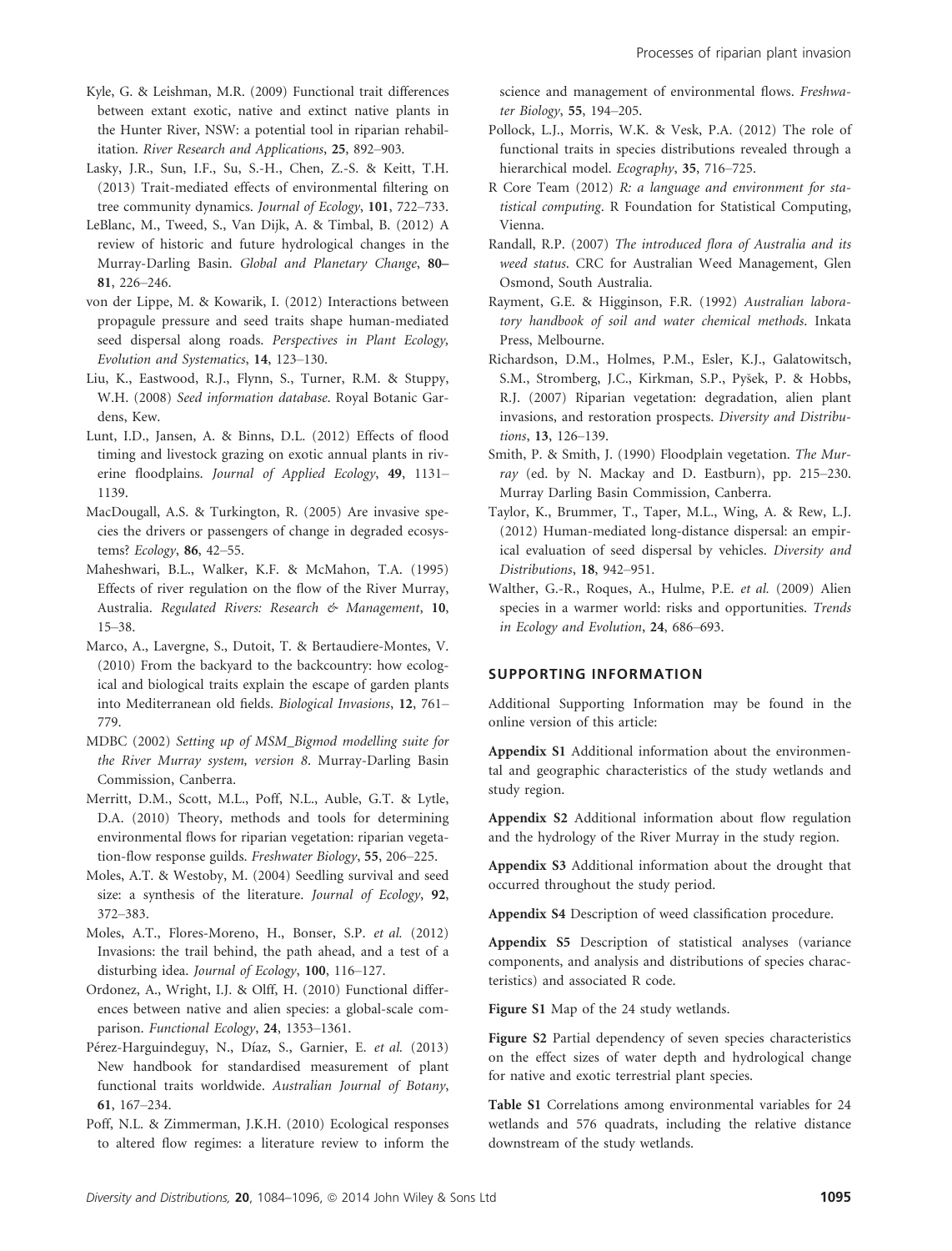Kyle, G. & Leishman, M.R. (2009) Functional trait differences between extant exotic, native and extinct native plants in the Hunter River, NSW: a potential tool in riparian rehabilitation. *River Research and Applications*, **25**, 892–903.

Lasky, J.R., Sun, I.F., Su, S.-H., Chen, Z.-S. & Keitt, T.H. (2013) Trait-mediated effects of environmental filtering on tree community dynamics. *Journal of Ecology*, **101**, 722–733.

LeBlanc, M., Tweed, S., Van Dijk, A. & Timbal, B. (2012) A review of historic and future hydrological changes in the Murray-Darling Basin. *Global and Planetary Change*, **80–81**, 226–246.

von der Lippe, M. & Kowarik, I. (2012) Interactions between propagule pressure and seed traits shape human-mediated seed dispersal along roads. *Perspectives in Plant Ecology, Evolution and Systematics*, **14**, 123–130.

Liu, K., Eastwood, R.J., Flynn, S., Turner, R.M. & Stuppy, W.H. (2008) *Seed information database*. Royal Botanic Gardens, Kew.

Lunt, I.D., Jansen, A. & Binns, D.L. (2012) Effects of flood timing and livestock grazing on exotic annual plants in riverine floodplains. *Journal of Applied Ecology*, **49**, 1131–1139.

MacDougall, A.S. & Turkington, R. (2005) Are invasive species the drivers or passengers of change in degraded ecosystems? *Ecology*, **86**, 42–55.

Maheshwari, B.L., Walker, K.F. & McMahon, T.A. (1995) Effects of river regulation on the flow of the River Murray, Australia. *Regulated Rivers: Research & Management*, **10**, 15–38.

Marco, A., Lavergne, S., Dutoit, T. & Bertaudiere-Montes, V. (2010) From the backyard to the backcountry: how ecological and biological traits explain the escape of garden plants into Mediterranean old fields. *Biological Invasions*, **12**, 761–779.

MDBC (2002) *Setting up of MSM_Bigmod modelling suite for the River Murray system, version 8*. Murray-Darling Basin Commission, Canberra.

Merritt, D.M., Scott, M.L., Poff, N.L., Auble, G.T. & Lytle, D.A. (2010) Theory, methods and tools for determining environmental flows for riparian vegetation: riparian vegetation-flow response guilds. *Freshwater Biology*, **55**, 206–225.

Moles, A.T. & Westoby, M. (2004) Seedling survival and seed size: a synthesis of the literature. *Journal of Ecology*, **92**, 372–383.

Moles, A.T., Flores-Moreno, H., Bonser, S.P. *et al.* (2012) Invasions: the trail behind, the path ahead, and a test of a disturbing idea. *Journal of Ecology*, **100**, 116–127.

Ordonez, A., Wright, I.J. & Olff, H. (2010) Functional differences between native and alien species: a global-scale comparison. *Functional Ecology*, **24**, 1353–1361.

Pérez-Harguindeguy, N., Díaz, S., Garnier, E. *et al.* (2013) New handbook for standardised measurement of plant functional traits worldwide. *Australian Journal of Botany*, **61**, 167–234.

Poff, N.L. & Zimmerman, J.K.H. (2010) Ecological responses to altered flow regimes: a literature review to inform the science and management of environmental flows. *Freshwater Biology*, **55**, 194–205.

Pollock, L.J., Morris, W.K. & Vesk, P.A. (2012) The role of functional traits in species distributions revealed through a hierarchical model. *Ecography*, **35**, 716–725.

R Core Team (2012) *R: a language and environment for statistical computing*. R Foundation for Statistical Computing, Vienna.

Randall, R.P. (2007) *The introduced flora of Australia and its weed status*. CRC for Australian Weed Management, Glen Osmond, South Australia.

Rayment, G.E. & Higginson, F.R. (1992) *Australian laboratory handbook of soil and water chemical methods*. Inkata Press, Melbourne.

Richardson, D.M., Holmes, P.M., Esler, K.J., Galatowitsch, S.M., Stromberg, J.C., Kirkman, S.P., Pyšek, P. & Hobbs, R.J. (2007) Riparian vegetation: degradation, alien plant invasions, and restoration prospects. *Diversity and Distributions*, **13**, 126–139.

Smith, P. & Smith, J. (1990) Floodplain vegetation. *The Murray* (ed. by N. Mackay and D. Eastburn), pp. 215–230. Murray Darling Basin Commission, Canberra.

Taylor, K., Brummer, T., Taper, M.L., Wing, A. & Rew, L.J. (2012) Human-mediated long-distance dispersal: an empirical evaluation of seed dispersal by vehicles. *Diversity and Distributions*, **18**, 942–951.

Walther, G.-R., Roques, A., Hulme, P.E. *et al.* (2009) Alien species in a warmer world: risks and opportunities. *Trends in Ecology and Evolution*, **24**, 686–693.

## SUPPORTING INFORMATION

Additional Supporting Information may be found in the online version of this article:

**Appendix S1** Additional information about the environmental and geographic characteristics of the study wetlands and study region.

**Appendix S2** Additional information about flow regulation and the hydrology of the River Murray in the study region.

**Appendix S3** Additional information about the drought that occurred throughout the study period.

**Appendix S4** Description of weed classification procedure.

**Appendix S5** Description of statistical analyses (variance components, and analysis and distributions of species characteristics) and associated R code.

**Figure S1** Map of the 24 study wetlands.

**Figure S2** Partial dependency of seven species characteristics on the effect sizes of water depth and hydrological change for native and exotic terrestrial plant species.

**Table S1** Correlations among environmental variables for 24 wetlands and 576 quadrats, including the relative distance downstream of the study wetlands.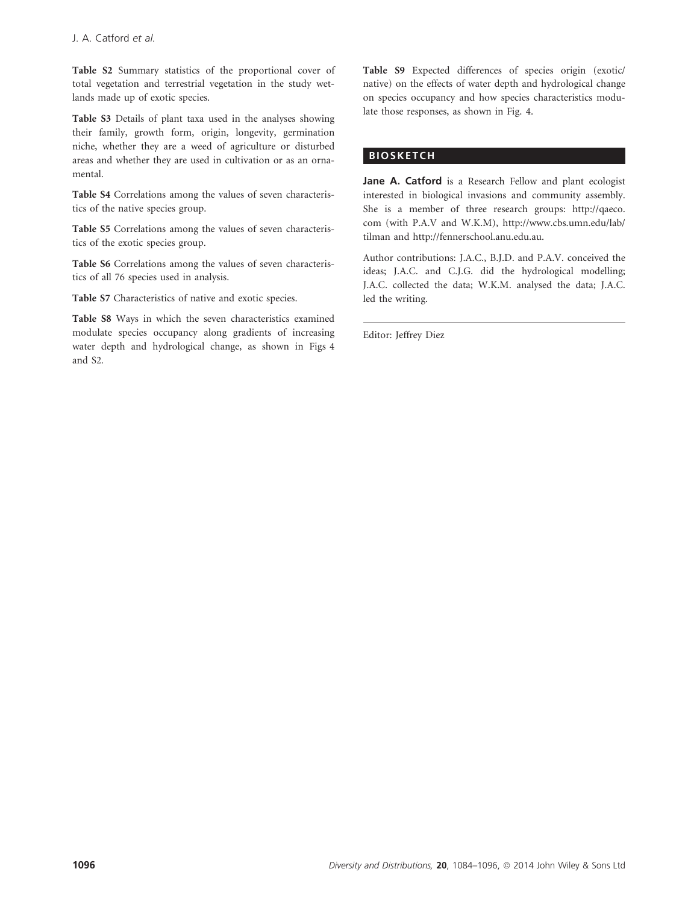**Table S2** Summary statistics of the proportional cover of total vegetation and terrestrial vegetation in the study wetlands made up of exotic species.

**Table S3** Details of plant taxa used in the analyses showing their family, growth form, origin, longevity, germination niche, whether they are a weed of agriculture or disturbed areas and whether they are used in cultivation or as an ornamental.

**Table S4** Correlations among the values of seven characteristics of the native species group.

**Table S5** Correlations among the values of seven characteristics of the exotic species group.

**Table S6** Correlations among the values of seven characteristics of all 76 species used in analysis.

**Table S7** Characteristics of native and exotic species.

**Table S8** Ways in which the seven characteristics examined modulate species occupancy along gradients of increasing water depth and hydrological change, as shown in Figs 4 and S2.

**Table S9** Expected differences of species origin (exotic/native) on the effects of water depth and hydrological change on species occupancy and how species characteristics modulate those responses, as shown in Fig. 4.

## BIOSKETCH

**Jane A. Catford** is a Research Fellow and plant ecologist interested in biological invasions and community assembly. She is a member of three research groups: http://qaeco.com (with P.A.V and W.K.M), http://www.cbs.umn.edu/lab/tilman and http://fennerschool.anu.edu.au.

Author contributions: J.A.C., B.J.D. and P.A.V. conceived the ideas; J.A.C. and C.J.G. did the hydrological modelling; J.A.C. collected the data; W.K.M. analysed the data; J.A.C. led the writing.

Editor: Jeffrey Diez